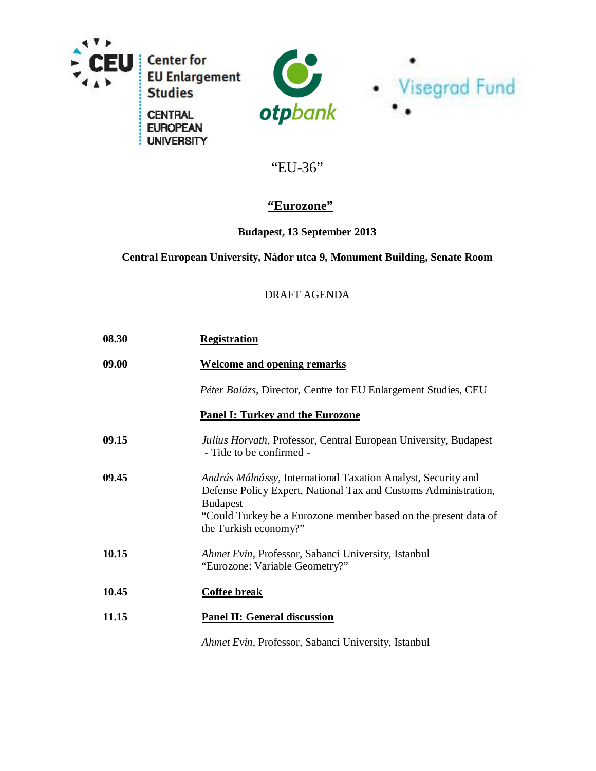Center for EU Enlargement Studies

CENTRAL EUROPEAN UNIVERSITY

otpbank

Visegrad Fund

"EU-36"

# "Eurozone"

**Budapest, 13 September 2013**

**Central European University, Nádor utca 9, Monument Building, Senate Room**

DRAFT AGENDA

**08.30** **Registration**

**09.00** **Welcome and opening remarks**

*Péter Balázs*, Director, Centre for EU Enlargement Studies, CEU

**Panel I: Turkey and the Eurozone**

**09.15** *Julius Horvath*, Professor, Central European University, Budapest
- Title to be confirmed -

**09.45** *András Málnássy*, International Taxation Analyst, Security and Defense Policy Expert, National Tax and Customs Administration, Budapest
"Could Turkey be a Eurozone member based on the present data of the Turkish economy?"

**10.15** *Ahmet Evin*, Professor, Sabanci University, Istanbul
"Eurozone: Variable Geometry?"

**10.45** **Coffee break**

**11.15** **Panel II: General discussion**

*Ahmet Evin*, Professor, Sabanci University, Istanbul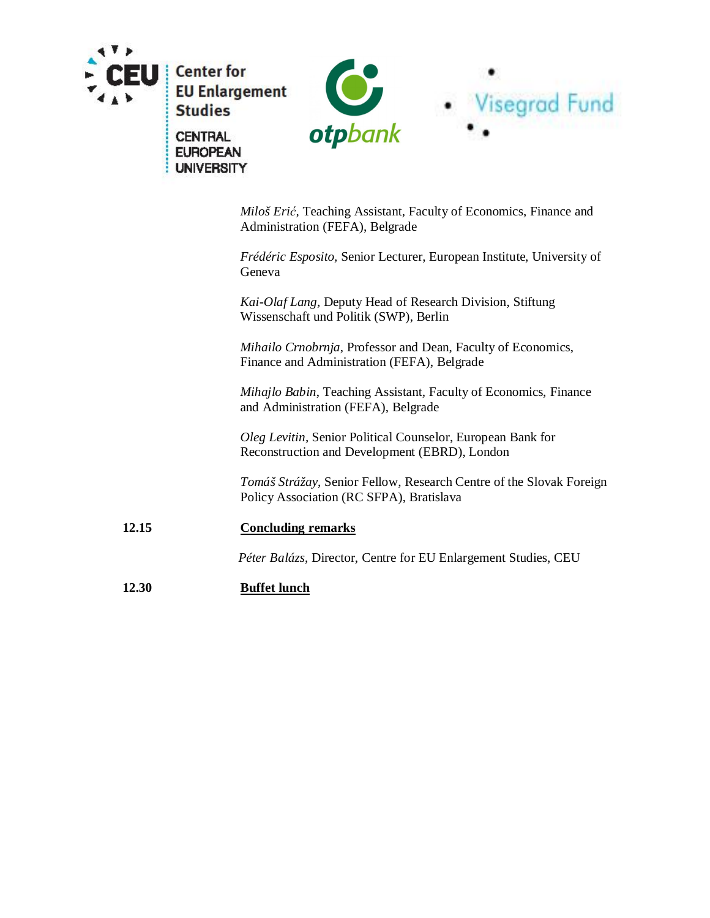*Miloš Erić*, Teaching Assistant, Faculty of Economics, Finance and Administration (FEFA), Belgrade

*Frédéric Esposito,* Senior Lecturer, European Institute, University of Geneva

*Kai-Olaf Lang*, Deputy Head of Research Division, Stiftung Wissenschaft und Politik (SWP), Berlin

*Mihailo Crnobrnja*, Professor and Dean, Faculty of Economics, Finance and Administration (FEFA), Belgrade

*Mihajlo Babin*, Teaching Assistant, Faculty of Economics, Finance and Administration (FEFA), Belgrade

*Oleg Levitin*, Senior Political Counselor, European Bank for Reconstruction and Development (EBRD), London

*Tomáš Strážay*, Senior Fellow, Research Centre of the Slovak Foreign Policy Association (RC SFPA), Bratislava

**12.15** **Concluding remarks**

*Péter Balázs*, Director, Centre for EU Enlargement Studies, CEU

**12.30** **Buffet lunch**